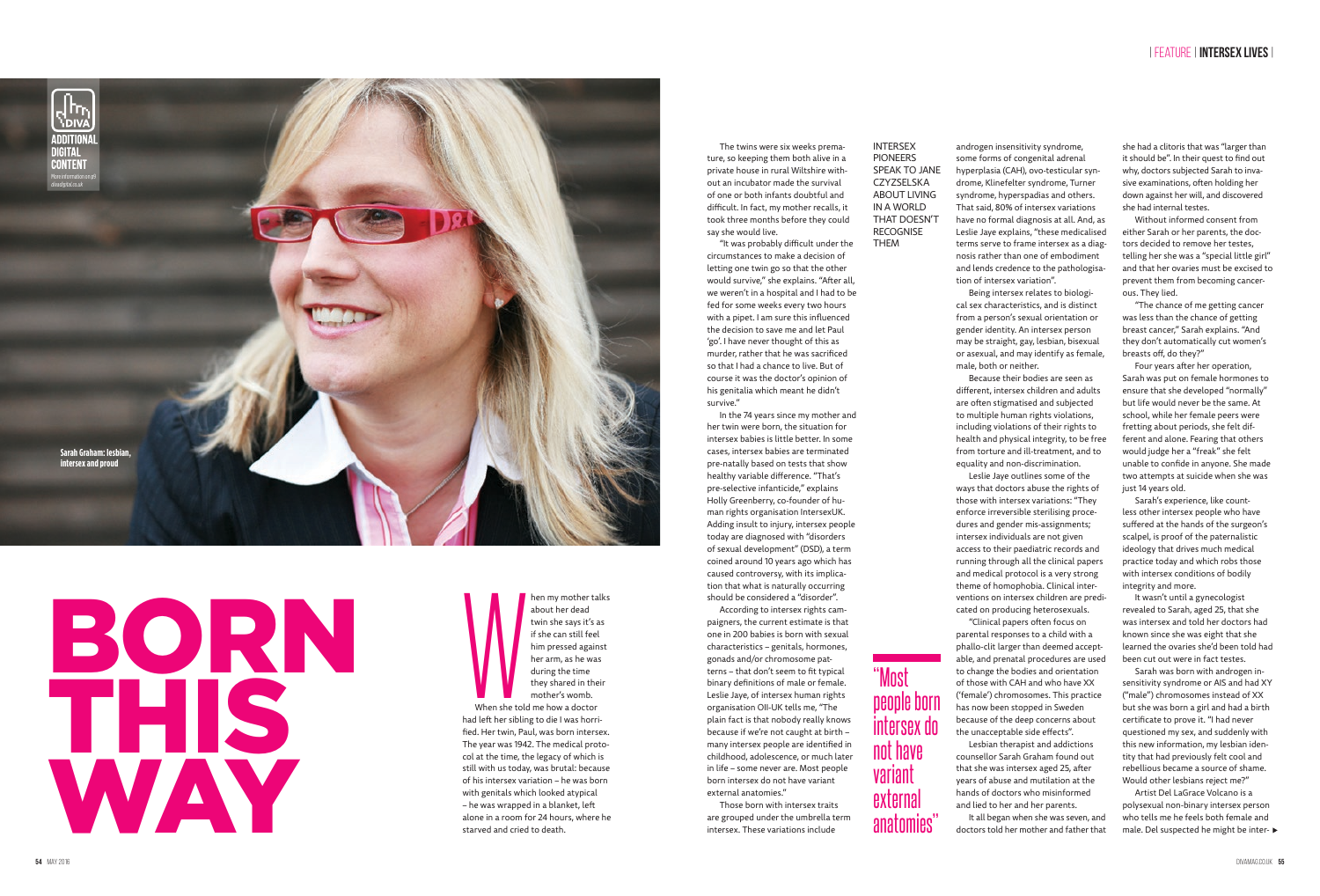# BORN THIS WAY

INTERSEX PIONEERS SPEAK TO JANE CZYZSELSKA ABOUT LIVING IN A WORLD THAT DOESN'T RECOGNISE THEM

Sarah Graham: lesbian, intersex and proud

When my mother talks about her dead twin she says it's as if she can still feel him pressed against her arm, as he was during the time they shared in their mother's womb.

When she told me how a doctor had left her sibling to die I was horrified. Her twin, Paul, was born intersex. The year was 1942. The medical protocol at the time, the legacy of which is still with us today, was brutal: because of his intersex variation – he was born with genitals which looked atypical – he was wrapped in a blanket, left alone in a room for 24 hours, where he starved and cried to death.

The twins were six weeks premature, so keeping them both alive in a private house in rural Wiltshire without an incubator made the survival of one or both infants doubtful and difficult. In fact, my mother recalls, it took three months before they could say she would live.

"It was probably difficult under the circumstances to make a decision of letting one twin go so that the other would survive," she explains. "After all, we weren't in a hospital and I had to be fed for some weeks every two hours with a pipet. I am sure this influenced the decision to save me and let Paul 'go'. I have never thought of this as murder, rather that he was sacrificed so that I had a chance to live. But of course it was the doctor's opinion of his genitalia which meant he didn't survive."

In the 74 years since my mother and her twin were born, the situation for intersex babies is little better. In some cases, intersex babies are terminated pre-natally based on tests that show healthy variable difference. "That's pre-selective infanticide," explains Holly Greenberry, co-founder of human rights organisation IntersexUK. Adding insult to injury, intersex people today are diagnosed with "disorders of sexual development" (DSD), a term coined around 10 years ago which has caused controversy, with its implication that what is naturally occurring should be considered a "disorder".

According to intersex rights campaigners, the current estimate is that one in 200 babies is born with sexual characteristics – genitals, hormones, gonads and/or chromosome patterns – that don't seem to fit typical binary definitions of male or female. Leslie Jaye, of intersex human rights organisation OII-UK tells me, "The plain fact is that nobody really knows because if we're not caught at birth – many intersex people are identified in childhood, adolescence, or much later in life – some never are. Most people born intersex do not have variant external anatomies."

Those born with intersex traits are grouped under the umbrella term intersex. These variations include androgen insensitivity syndrome, some forms of congenital adrenal hyperplasia (CAH), ovo-testicular syndrome, Klinefelter syndrome, Turner syndrome, hyperspadias and others. That said, 80% of intersex variations have no formal diagnosis at all. And, as Leslie Jaye explains, "these medicalised terms serve to frame intersex as a diagnosis rather than one of embodiment and lends credence to the pathologisation of intersex variation".

Being intersex relates to biological sex characteristics, and is distinct from a person's sexual orientation or gender identity. An intersex person may be straight, gay, lesbian, bisexual or asexual, and may identify as female, male, both or neither.

Because their bodies are seen as different, intersex children and adults are often stigmatised and subjected to multiple human rights violations, including violations of their rights to health and physical integrity, to be free from torture and ill-treatment, and to equality and non-discrimination.

Leslie Jaye outlines some of the ways that doctors abuse the rights of those with intersex variations: "They enforce irreversible sterilising procedures and gender mis-assignments; intersex individuals are not given access to their paediatric records and running through all the clinical papers and medical protocol is a very strong theme of homophobia. Clinical interventions on intersex children are predicated on producing heterosexuals.

"Clinical papers often focus on parental responses to a child with a phallo-clit larger than deemed acceptable, and prenatal procedures are used to change the bodies and orientation of those with CAH and who have XX ('female') chromosomes. This practice has now been stopped in Sweden because of the unacceptable side effects".

> "Most people born intersex do not have variant external anatomies"

Lesbian therapist and addictions counsellor Sarah Graham found out that she was intersex aged 25, after years of abuse and mutilation at the hands of doctors who misinformed and lied to her and her parents.

It all began when she was seven, and doctors told her mother and father that she had a clitoris that was "larger than it should be". In their quest to find out why, doctors subjected Sarah to invasive examinations, often holding her down against her will, and discovered she had internal testes.

Without informed consent from either Sarah or her parents, the doctors decided to remove her testes, telling her she was a "special little girl" and that her ovaries must be excised to prevent them from becoming cancerous. They lied.

"The chance of me getting cancer was less than the chance of getting breast cancer," Sarah explains. "And they don't automatically cut women's breasts off, do they?"

Four years after her operation, Sarah was put on female hormones to ensure that she developed "normally" but life would never be the same. At school, while her female peers were fretting about periods, she felt different and alone. Fearing that others would judge her a "freak" she felt unable to confide in anyone. She made two attempts at suicide when she was just 14 years old.

Sarah's experience, like countless other intersex people who have suffered at the hands of the surgeon's scalpel, is proof of the paternalistic ideology that drives much medical practice today and which robs those with intersex conditions of bodily integrity and more.

It wasn't until a gynecologist revealed to Sarah, aged 25, that she was intersex and told her doctors had known since she was eight that she learned the ovaries she'd been told had been cut out were in fact testes.

Sarah was born with androgen insensitivity syndrome or AIS and had XY ("male") chromosomes instead of XX but she was born a girl and had a birth certificate to prove it. "I had never questioned my sex, and suddenly with this new information, my lesbian identity that had previously felt cool and rebellious became a source of shame. Would other lesbians reject me?"

Artist Del LaGrace Volcano is a polysexual non-binary intersex person who tells me he feels both female and male. Del suspected he might be inter- ►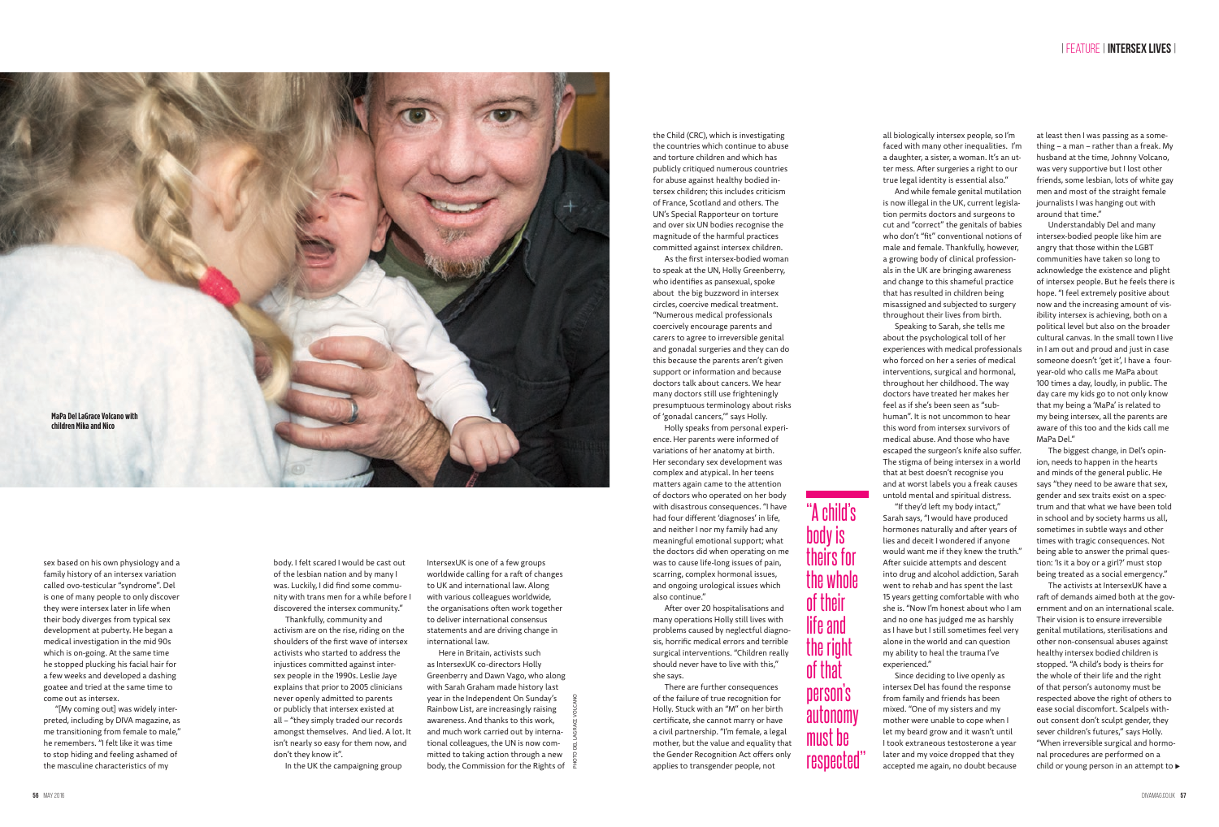MaPa Del LaGrace Volcano with children Mika and Nico

sex based on his own physiology and a family history of an intersex variation called ovo-testicular "syndrome". Del is one of many people to only discover they were intersex later in life when their body diverges from typical sex development at puberty. He began a medical investigation in the mid 90s which is on-going. At the same time he stopped plucking his facial hair for a few weeks and developed a dashing goatee and tried at the same time to come out as intersex.

"[My coming out] was widely interpreted, including by DIVA magazine, as me transitioning from female to male," he remembers. "I felt like it was time to stop hiding and feeling ashamed of the masculine characteristics of my body. I felt scared I would be cast out of the lesbian nation and by many I was. Luckily, I did find some community with trans men for a while before I discovered the intersex community."

Thankfully, community and activism are on the rise, riding on the shoulders of the first wave of intersex activists who started to address the injustices committed against intersex people in the 1990s. Leslie Jaye explains that prior to 2005 clinicians never openly admitted to parents or publicly that intersex existed at all – "they simply traded our records amongst themselves. And lied. A lot. It isn't nearly so easy for them now, and don't they know it".

In the UK the campaigning group IntersexUK is one of a few groups worldwide calling for a raft of changes to UK and international law. Along with various colleagues worldwide, the organisations often work together to deliver international consensus statements and are driving change in international law.

Here in Britain, activists such as IntersexUK co-directors Holly Greenberry and Dawn Vago, along with Sarah Graham made history last year in the Independent On Sunday's Rainbow List, are increasingly raising awareness. And thanks to this work, and much work carried out by international colleagues, the UN is now committed to taking action through a new body, the Commission for the Rights of the Child (CRC), which is investigating the countries which continue to abuse and torture children and which has publicly critiqued numerous countries for abuse against healthy bodied intersex children; this includes criticism of France, Scotland and others. The UN's Special Rapporteur on torture and over six UN bodies recognise the magnitude of the harmful practices committed against intersex children.

As the first intersex-bodied woman to speak at the UN, Holly Greenberry, who identifies as pansexual, spoke about the big buzzword in intersex circles, coercive medical treatment. "Numerous medical professionals coercively encourage parents and carers to agree to irreversible genital and gonadal surgeries and they can do this because the parents aren't given support or information and because doctors talk about cancers. We hear many doctors still use frighteningly presumptuous terminology about risks of 'gonadal cancers,'" says Holly.

Holly speaks from personal experience. Her parents were informed of variations of her anatomy at birth. Her secondary sex development was complex and atypical. In her teens matters again came to the attention of doctors who operated on her body with disastrous consequences. "I have had four different 'diagnoses' in life, and neither I nor my family had any meaningful emotional support; what the doctors did when operating on me was to cause life-long issues of pain, scarring, complex hormonal issues, and ongoing urological issues which also continue."

After over 20 hospitalisations and many operations Holly still lives with problems caused by neglectful diagnosis, horrific medical errors and terrible surgical interventions. "Children really should never have to live with this," she says.

There are further consequences of the failure of true recognition for Holly. Stuck with an "M" on her birth certificate, she cannot marry or have a civil partnership. "I'm female, a legal mother, but the value and equality that the Gender Recognition Act offers only applies to transgender people, not all biologically intersex people, so I'm faced with many other inequalities. I'm a daughter, a sister, a woman. It's an utter mess. After surgeries a right to our true legal identity is essential also."

> "A child's body is theirs for the whole of their life and the right of that person's autonomy must be respected"

And while female genital mutilation is now illegal in the UK, current legislation permits doctors and surgeons to cut and "correct" the genitals of babies who don't "fit" conventional notions of male and female. Thankfully, however, a growing body of clinical professionals in the UK are bringing awareness and change to this shameful practice that has resulted in children being misassigned and subjected to surgery throughout their lives from birth.

Speaking to Sarah, she tells me about the psychological toll of her experiences with medical professionals who forced on her a series of medical interventions, surgical and hormonal, throughout her childhood. The way doctors have treated her makes her feel as if she's been seen as "sub-human". It is not uncommon to hear this word from intersex survivors of medical abuse. And those who have escaped the surgeon's knife also suffer. The stigma of being intersex in a world that at best doesn't recognise you and at worst labels you a freak causes untold mental and spiritual distress.

"If they'd left my body intact," Sarah says, "I would have produced hormones naturally and after years of lies and deceit I wondered if anyone would want me if they knew the truth." After suicide attempts and descent into drug and alcohol addiction, Sarah went to rehab and has spent the last 15 years getting comfortable with who she is. "Now I'm honest about who I am and no one has judged me as harshly as I have but I still sometimes feel very alone in the world and can question my ability to heal the trauma I've experienced."

Since deciding to live openly as intersex Del has found the response from family and friends has been mixed. "One of my sisters and my mother were unable to cope when I let my beard grow and it wasn't until I took extraneous testosterone a year later and my voice dropped that they accepted me again, no doubt because at least then I was passing as a something – a man – rather than a freak. My husband at the time, Johnny Volcano, was very supportive but I lost other friends, some lesbian, lots of white gay men and most of the straight female journalists I was hanging out with around that time."

Understandably Del and many intersex-bodied people like him are angry that those within the LGBT communities have taken so long to acknowledge the existence and plight of intersex people. But he feels there is hope. "I feel extremely positive about now and the increasing amount of visibility intersex is achieving, both on a political level but also on the broader cultural canvas. In the small town I live in I am out and proud and just in case someone doesn't 'get it', I have a four-year-old who calls me MaPa about 100 times a day, loudly, in public. The day care my kids go to not only know that my being a 'MaPa' is related to my being intersex, all the parents are aware of this too and the kids call me MaPa Del."

The biggest change, in Del's opinion, needs to happen in the hearts and minds of the general public. He says "they need to be aware that sex, gender and sex traits exist on a spectrum and that what we have been told in school and by society harms us all, sometimes in subtle ways and other times with tragic consequences. Not being able to answer the primal question: 'Is it a boy or a girl?' must stop being treated as a social emergency."

The activists at IntersexUK have a raft of demands aimed both at the government and on an international scale. Their vision is to ensure irreversible genital mutilations, sterilisations and other non-consensual abuses against healthy intersex bodied children is stopped. "A child's body is theirs for the whole of their life and the right of that person's autonomy must be respected above the right of others to ease social discomfort. Scalpels without consent don't sculpt gender, they sever children's futures," says Holly. "When irreversible surgical and hormonal procedures are performed on a child or young person in an attempt to ►

PHOTO DEL LAGRACE VOLCANO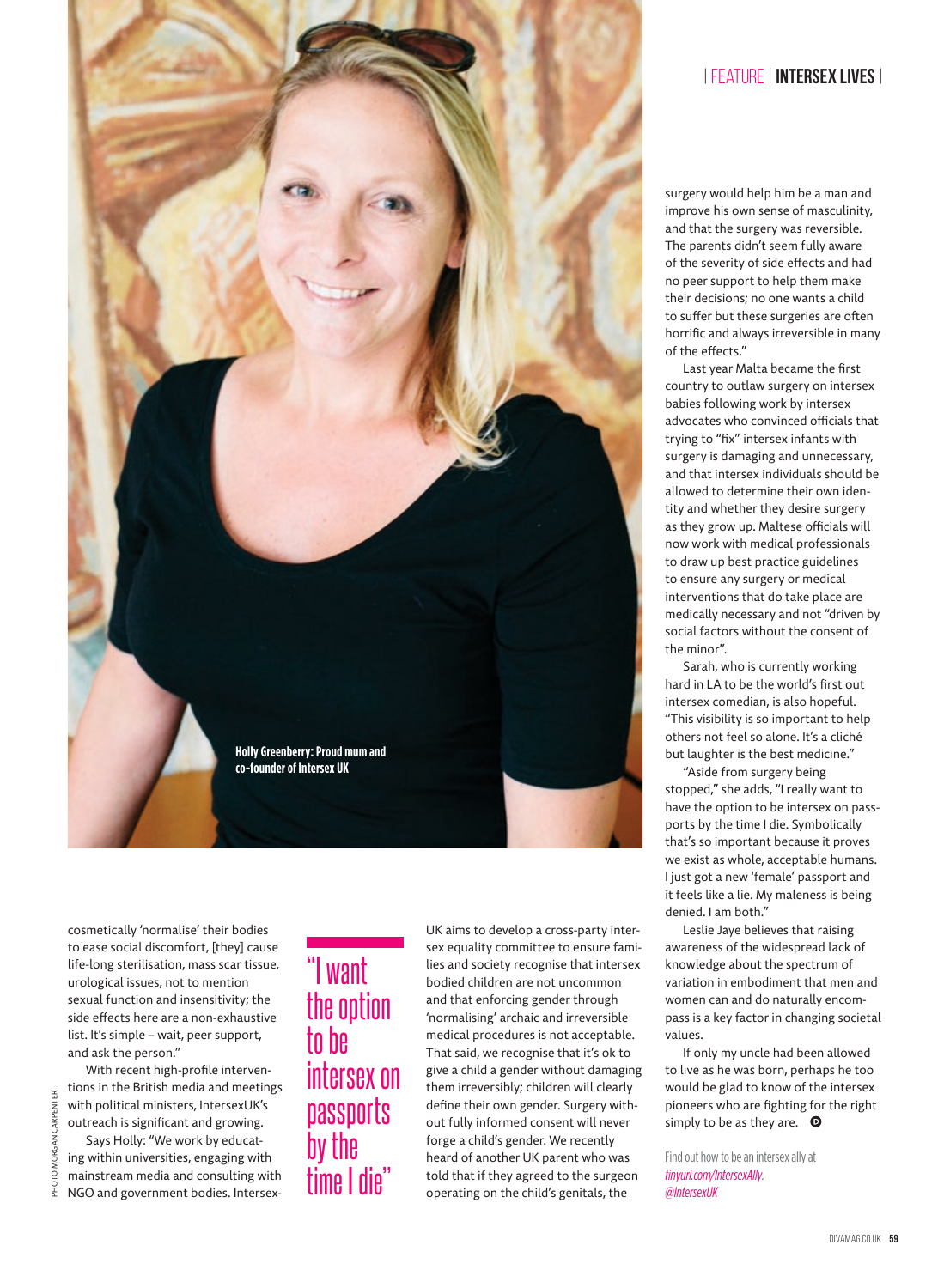Holly Greenberry: Proud mum and co-founder of Intersex UK

cosmetically 'normalise' their bodies to ease social discomfort, [they] cause life-long sterilisation, mass scar tissue, urological issues, not to mention sexual function and insensitivity; the side effects here are a non-exhaustive list. It's simple – wait, peer support, and ask the person."

With recent high-profile interventions in the British media and meetings with political ministers, IntersexUK's outreach is significant and growing.

Says Holly: "We work by educating within universities, engaging with mainstream media and consulting with NGO and government bodies. IntersexUK aims to develop a cross-party intersex equality committee to ensure families and society recognise that intersex bodied children are not uncommon and that enforcing gender through 'normalising' archaic and irreversible medical procedures is not acceptable. That said, we recognise that it's ok to give a child a gender without damaging them irreversibly; children will clearly define their own gender. Surgery without fully informed consent will never forge a child's gender. We recently heard of another UK parent who was told that if they agreed to the surgeon operating on the child's genitals, the surgery would help him be a man and improve his own sense of masculinity, and that the surgery was reversible. The parents didn't seem fully aware of the severity of side effects and had no peer support to help them make their decisions; no one wants a child to suffer but these surgeries are often horrific and always irreversible in many of the effects."

> "I want the option to be intersex on passports by the time I die"

Last year Malta became the first country to outlaw surgery on intersex babies following work by intersex advocates who convinced officials that trying to "fix" intersex infants with surgery is damaging and unnecessary, and that intersex individuals should be allowed to determine their own identity and whether they desire surgery as they grow up. Maltese officials will now work with medical professionals to draw up best practice guidelines to ensure any surgery or medical interventions that do take place are medically necessary and not "driven by social factors without the consent of the minor".

Sarah, who is currently working hard in LA to be the world's first out intersex comedian, is also hopeful. "This visibility is so important to help others not feel so alone. It's a cliché but laughter is the best medicine."

"Aside from surgery being stopped," she adds, "I really want to have the option to be intersex on passports by the time I die. Symbolically that's so important because it proves we exist as whole, acceptable humans. I just got a new 'female' passport and it feels like a lie. My maleness is being denied. I am both."

Leslie Jaye believes that raising awareness of the widespread lack of knowledge about the spectrum of variation in embodiment that men and women can and do naturally encompass is a key factor in changing societal values.

If only my uncle had been allowed to live as he was born, perhaps he too would be glad to know of the intersex pioneers who are fighting for the right simply to be as they are.

Find out how to be an intersex ally at *tinyurl.com/IntersexAlly*. *@IntersexUK*

PHOTO MORGAN CARPENTER